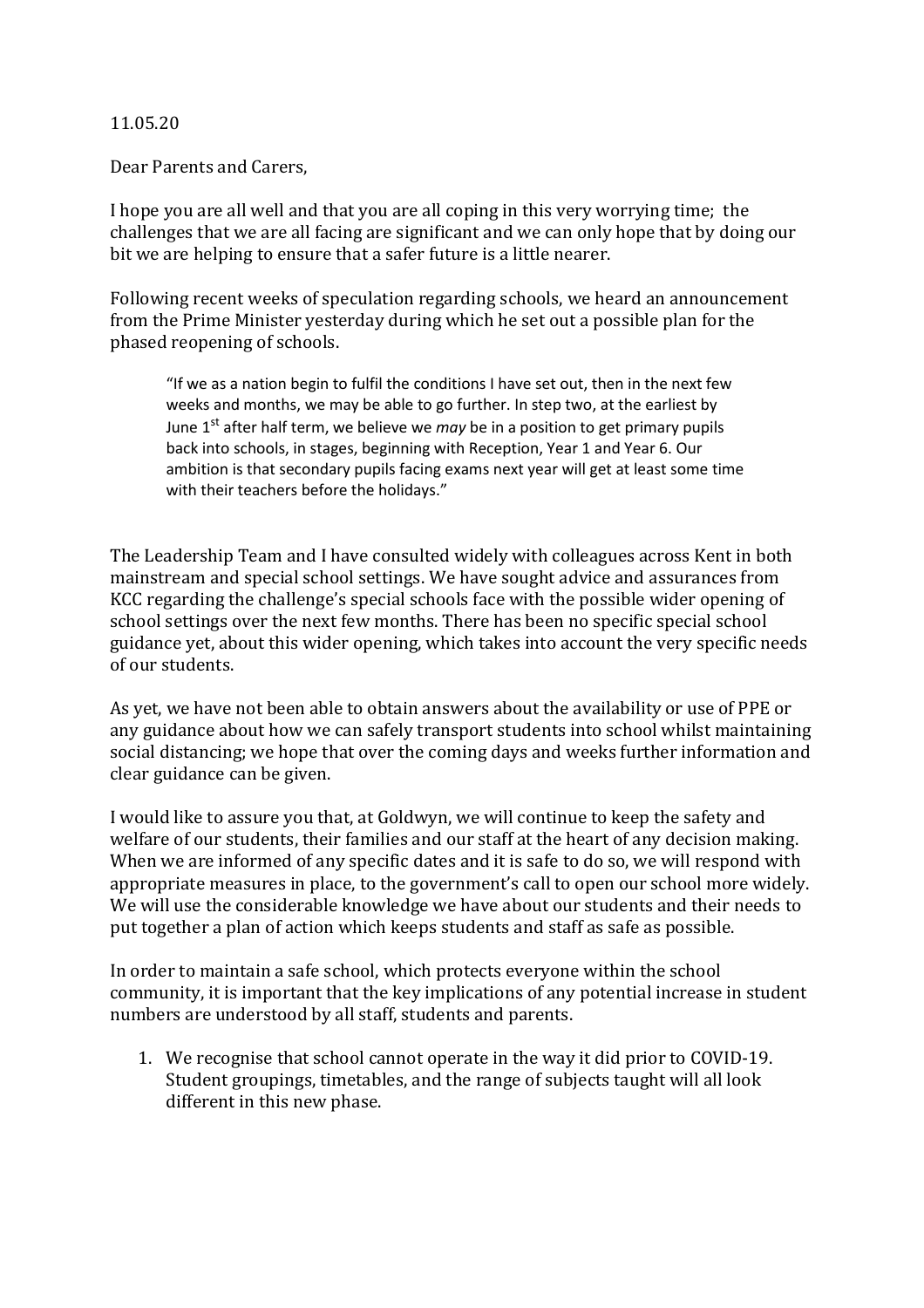11.05.20

Dear Parents and Carers,

I hope you are all well and that you are all coping in this very worrying time; the challenges that we are all facing are significant and we can only hope that by doing our bit we are helping to ensure that a safer future is a little nearer.

Following recent weeks of speculation regarding schools, we heard an announcement from the Prime Minister yesterday during which he set out a possible plan for the phased reopening of schools.

> "If we as a nation begin to fulfil the conditions I have set out, then in the next few weeks and months, we may be able to go further. In step two, at the earliest by June 1st after half term, we believe we *may* be in a position to get primary pupils back into schools, in stages, beginning with Reception, Year 1 and Year 6. Our ambition is that secondary pupils facing exams next year will get at least some time with their teachers before the holidays."

The Leadership Team and I have consulted widely with colleagues across Kent in both mainstream and special school settings. We have sought advice and assurances from KCC regarding the challenge's special schools face with the possible wider opening of school settings over the next few months. There has been no specific special school guidance yet, about this wider opening, which takes into account the very specific needs of our students.

As yet, we have not been able to obtain answers about the availability or use of PPE or any guidance about how we can safely transport students into school whilst maintaining social distancing; we hope that over the coming days and weeks further information and clear guidance can be given.

I would like to assure you that, at Goldwyn, we will continue to keep the safety and welfare of our students, their families and our staff at the heart of any decision making. When we are informed of any specific dates and it is safe to do so, we will respond with appropriate measures in place, to the government's call to open our school more widely. We will use the considerable knowledge we have about our students and their needs to put together a plan of action which keeps students and staff as safe as possible.

In order to maintain a safe school, which protects everyone within the school community, it is important that the key implications of any potential increase in student numbers are understood by all staff, students and parents.

1. We recognise that school cannot operate in the way it did prior to COVID-19. Student groupings, timetables, and the range of subjects taught will all look different in this new phase.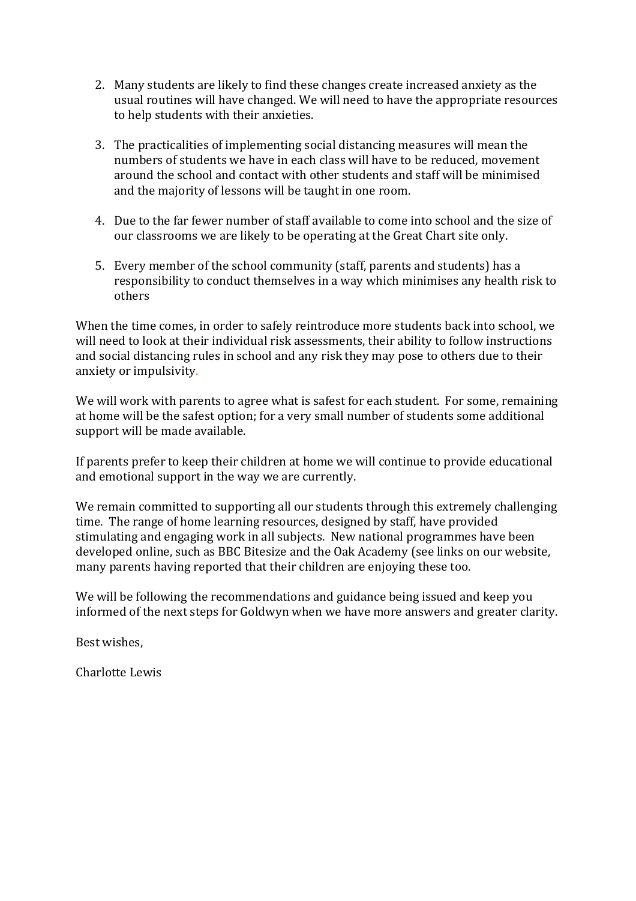2. Many students are likely to find these changes create increased anxiety as the usual routines will have changed. We will need to have the appropriate resources to help students with their anxieties.

3. The practicalities of implementing social distancing measures will mean the numbers of students we have in each class will have to be reduced, movement around the school and contact with other students and staff will be minimised and the majority of lessons will be taught in one room.

4. Due to the far fewer number of staff available to come into school and the size of our classrooms we are likely to be operating at the Great Chart site only.

5. Every member of the school community (staff, parents and students) has a responsibility to conduct themselves in a way which minimises any health risk to others

When the time comes, in order to safely reintroduce more students back into school, we will need to look at their individual risk assessments, their ability to follow instructions and social distancing rules in school and any risk they may pose to others due to their anxiety or impulsivity.

We will work with parents to agree what is safest for each student. For some, remaining at home will be the safest option; for a very small number of students some additional support will be made available.

If parents prefer to keep their children at home we will continue to provide educational and emotional support in the way we are currently.

We remain committed to supporting all our students through this extremely challenging time. The range of home learning resources, designed by staff, have provided stimulating and engaging work in all subjects. New national programmes have been developed online, such as BBC Bitesize and the Oak Academy (see links on our website, many parents having reported that their children are enjoying these too.

We will be following the recommendations and guidance being issued and keep you informed of the next steps for Goldwyn when we have more answers and greater clarity.

Best wishes,

Charlotte Lewis